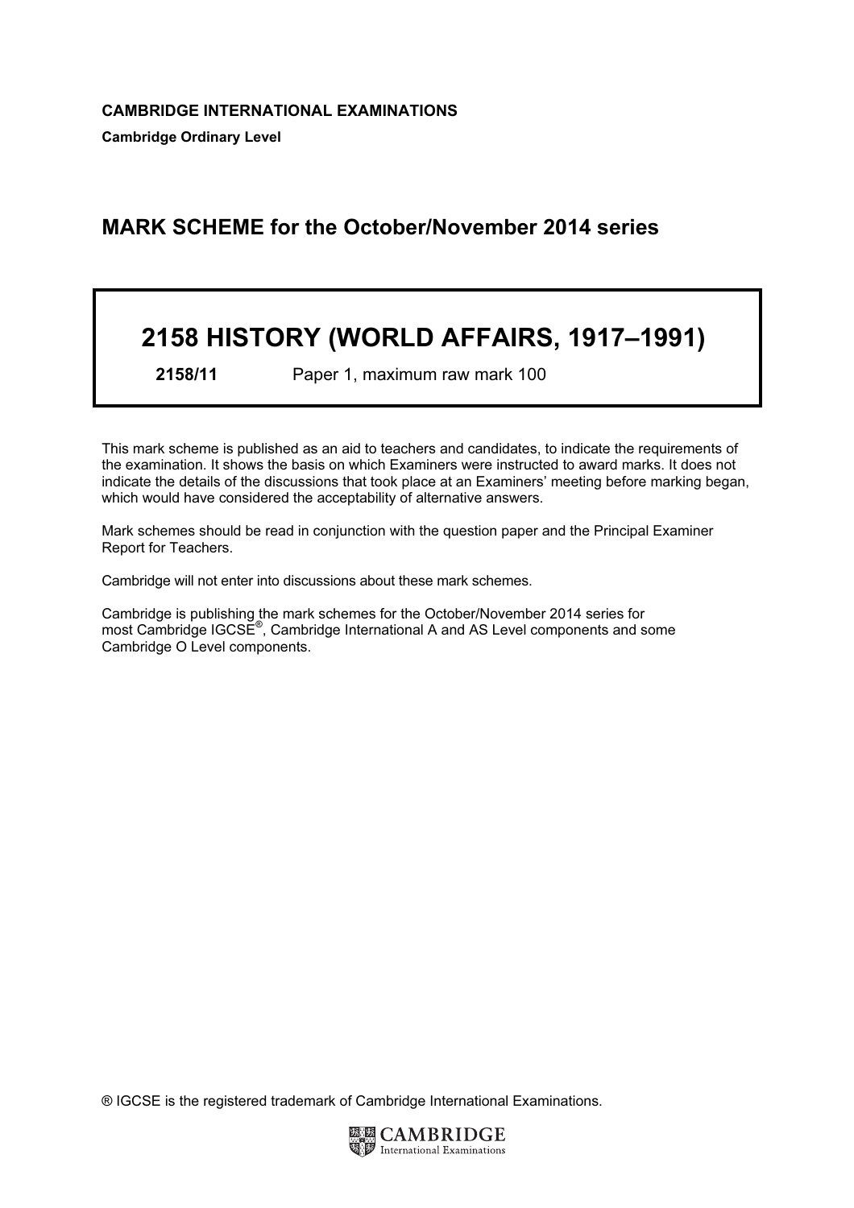**CAMBRIDGE INTERNATIONAL EXAMINATIONS**

**Cambridge Ordinary Level**

## MARK SCHEME for the October/November 2014 series

# 2158 HISTORY (WORLD AFFAIRS, 1917–1991)

**2158/11** Paper 1, maximum raw mark 100

This mark scheme is published as an aid to teachers and candidates, to indicate the requirements of the examination. It shows the basis on which Examiners were instructed to award marks. It does not indicate the details of the discussions that took place at an Examiners' meeting before marking began, which would have considered the acceptability of alternative answers.

Mark schemes should be read in conjunction with the question paper and the Principal Examiner Report for Teachers.

Cambridge will not enter into discussions about these mark schemes.

Cambridge is publishing the mark schemes for the October/November 2014 series for most Cambridge IGCSE®, Cambridge International A and AS Level components and some Cambridge O Level components.

® IGCSE is the registered trademark of Cambridge International Examinations.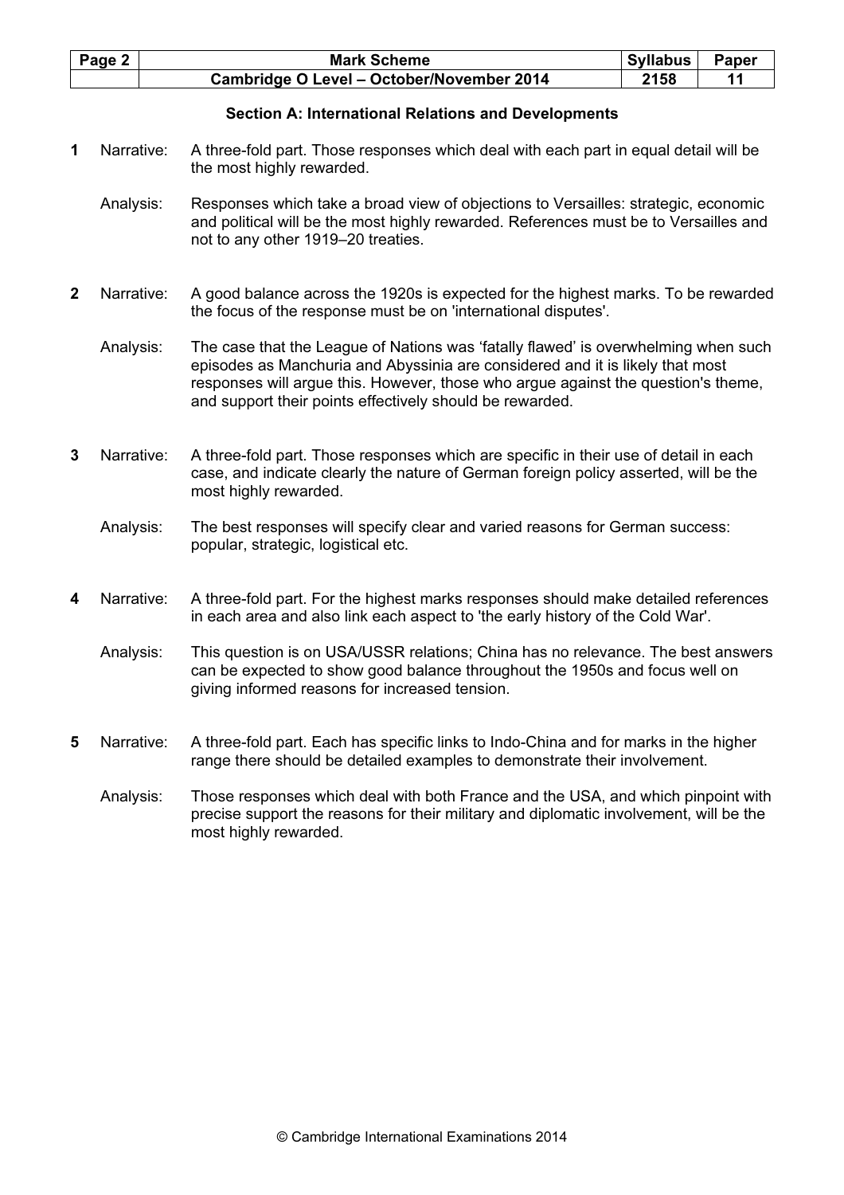## Section A: International Relations and Developments

**1** Narrative: A three-fold part. Those responses which deal with each part in equal detail will be the most highly rewarded.

Analysis: Responses which take a broad view of objections to Versailles: strategic, economic and political will be the most highly rewarded. References must be to Versailles and not to any other 1919–20 treaties.

**2** Narrative: A good balance across the 1920s is expected for the highest marks. To be rewarded the focus of the response must be on 'international disputes'.

Analysis: The case that the League of Nations was 'fatally flawed' is overwhelming when such episodes as Manchuria and Abyssinia are considered and it is likely that most responses will argue this. However, those who argue against the question's theme, and support their points effectively should be rewarded.

**3** Narrative: A three-fold part. Those responses which are specific in their use of detail in each case, and indicate clearly the nature of German foreign policy asserted, will be the most highly rewarded.

Analysis: The best responses will specify clear and varied reasons for German success: popular, strategic, logistical etc.

**4** Narrative: A three-fold part. For the highest marks responses should make detailed references in each area and also link each aspect to 'the early history of the Cold War'.

Analysis: This question is on USA/USSR relations; China has no relevance. The best answers can be expected to show good balance throughout the 1950s and focus well on giving informed reasons for increased tension.

**5** Narrative: A three-fold part. Each has specific links to Indo-China and for marks in the higher range there should be detailed examples to demonstrate their involvement.

Analysis: Those responses which deal with both France and the USA, and which pinpoint with precise support the reasons for their military and diplomatic involvement, will be the most highly rewarded.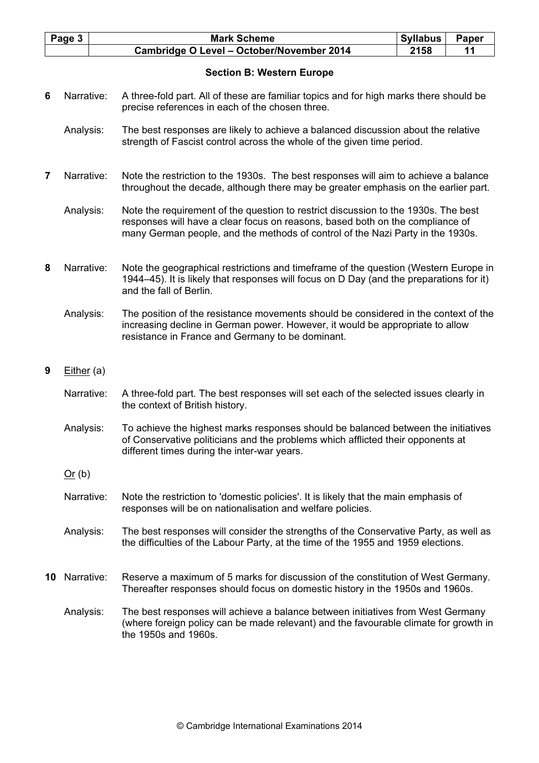## Section B: Western Europe

**6** Narrative: A three-fold part. All of these are familiar topics and for high marks there should be precise references in each of the chosen three.

Analysis: The best responses are likely to achieve a balanced discussion about the relative strength of Fascist control across the whole of the given time period.

**7** Narrative: Note the restriction to the 1930s. The best responses will aim to achieve a balance throughout the decade, although there may be greater emphasis on the earlier part.

Analysis: Note the requirement of the question to restrict discussion to the 1930s. The best responses will have a clear focus on reasons, based both on the compliance of many German people, and the methods of control of the Nazi Party in the 1930s.

**8** Narrative: Note the geographical restrictions and timeframe of the question (Western Europe in 1944–45). It is likely that responses will focus on D Day (and the preparations for it) and the fall of Berlin.

Analysis: The position of the resistance movements should be considered in the context of the increasing decline in German power. However, it would be appropriate to allow resistance in France and Germany to be dominant.

**9** Either (a)

Narrative: A three-fold part. The best responses will set each of the selected issues clearly in the context of British history.

Analysis: To achieve the highest marks responses should be balanced between the initiatives of Conservative politicians and the problems which afflicted their opponents at different times during the inter-war years.

Or (b)

Narrative: Note the restriction to 'domestic policies'. It is likely that the main emphasis of responses will be on nationalisation and welfare policies.

Analysis: The best responses will consider the strengths of the Conservative Party, as well as the difficulties of the Labour Party, at the time of the 1955 and 1959 elections.

**10** Narrative: Reserve a maximum of 5 marks for discussion of the constitution of West Germany. Thereafter responses should focus on domestic history in the 1950s and 1960s.

Analysis: The best responses will achieve a balance between initiatives from West Germany (where foreign policy can be made relevant) and the favourable climate for growth in the 1950s and 1960s.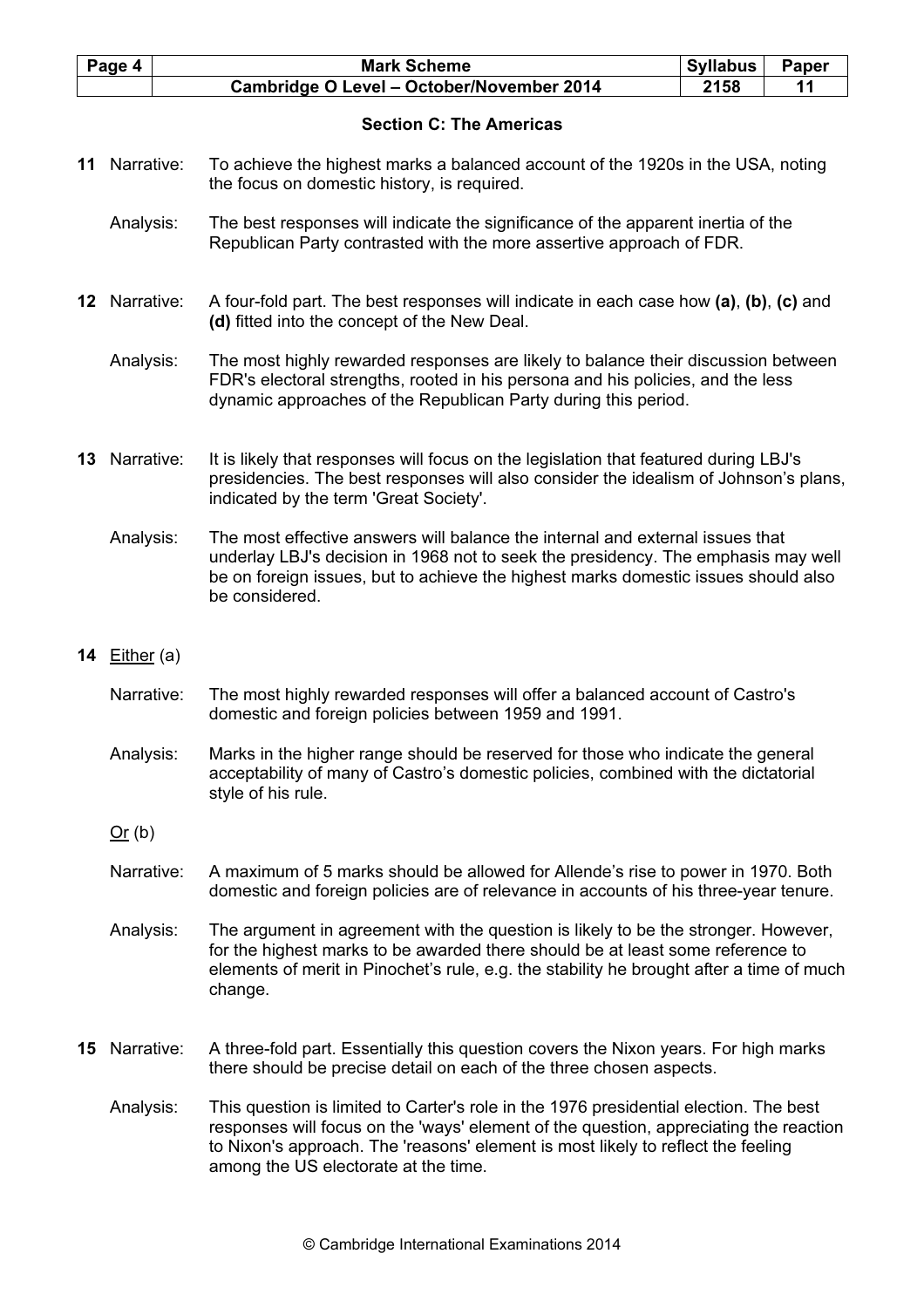## Section C: The Americas

**11** Narrative: To achieve the highest marks a balanced account of the 1920s in the USA, noting the focus on domestic history, is required.

Analysis: The best responses will indicate the significance of the apparent inertia of the Republican Party contrasted with the more assertive approach of FDR.

**12** Narrative: A four-fold part. The best responses will indicate in each case how **(a)**, **(b)**, **(c)** and **(d)** fitted into the concept of the New Deal.

Analysis: The most highly rewarded responses are likely to balance their discussion between FDR's electoral strengths, rooted in his persona and his policies, and the less dynamic approaches of the Republican Party during this period.

**13** Narrative: It is likely that responses will focus on the legislation that featured during LBJ's presidencies. The best responses will also consider the idealism of Johnson's plans, indicated by the term 'Great Society'.

Analysis: The most effective answers will balance the internal and external issues that underlay LBJ's decision in 1968 not to seek the presidency. The emphasis may well be on foreign issues, but to achieve the highest marks domestic issues should also be considered.

**14** Either (a)

Narrative: The most highly rewarded responses will offer a balanced account of Castro's domestic and foreign policies between 1959 and 1991.

Analysis: Marks in the higher range should be reserved for those who indicate the general acceptability of many of Castro's domestic policies, combined with the dictatorial style of his rule.

Or (b)

Narrative: A maximum of 5 marks should be allowed for Allende's rise to power in 1970. Both domestic and foreign policies are of relevance in accounts of his three-year tenure.

Analysis: The argument in agreement with the question is likely to be the stronger. However, for the highest marks to be awarded there should be at least some reference to elements of merit in Pinochet's rule, e.g. the stability he brought after a time of much change.

**15** Narrative: A three-fold part. Essentially this question covers the Nixon years. For high marks there should be precise detail on each of the three chosen aspects.

Analysis: This question is limited to Carter's role in the 1976 presidential election. The best responses will focus on the 'ways' element of the question, appreciating the reaction to Nixon's approach. The 'reasons' element is most likely to reflect the feeling among the US electorate at the time.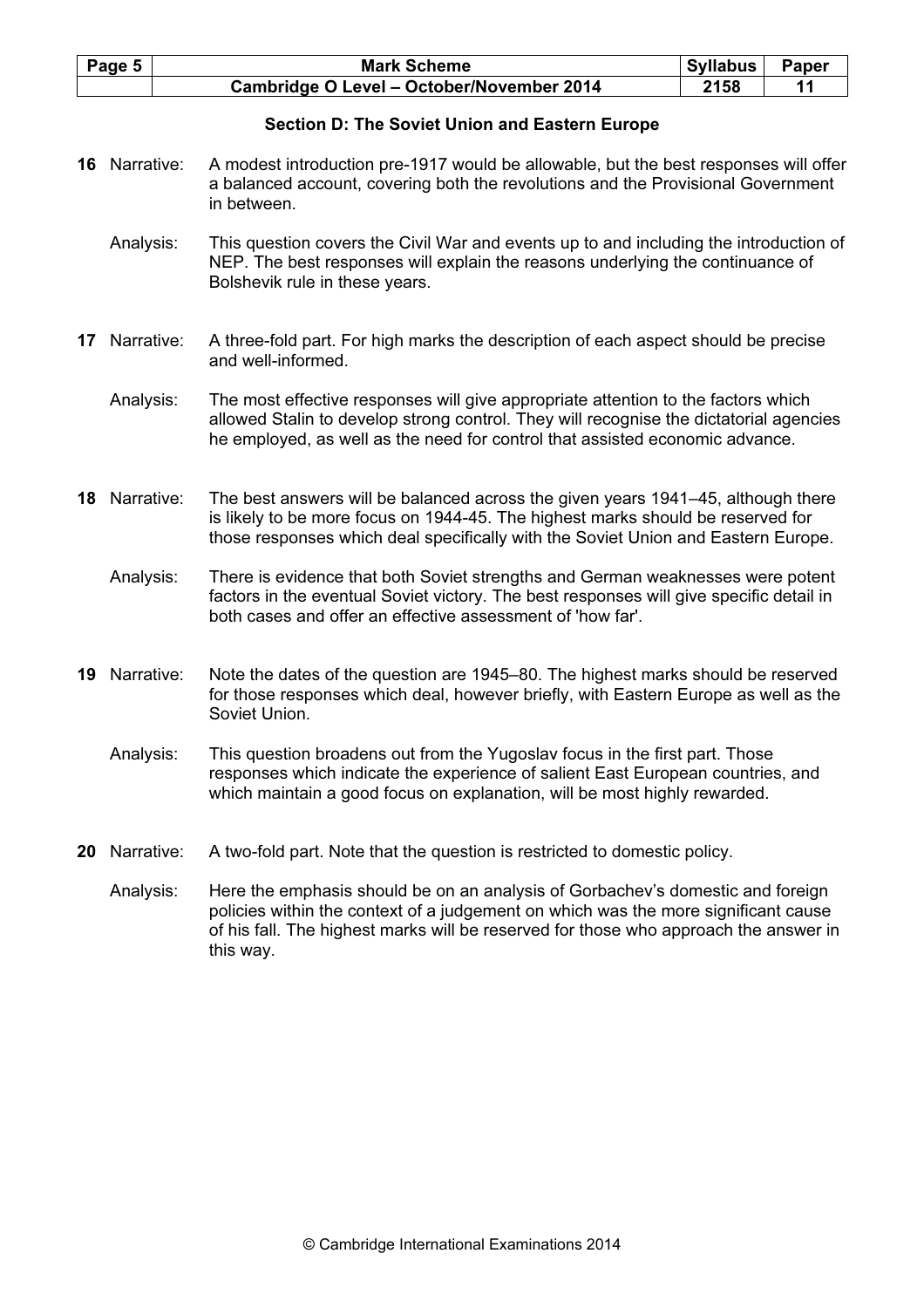## Section D: The Soviet Union and Eastern Europe

**16** Narrative: A modest introduction pre-1917 would be allowable, but the best responses will offer a balanced account, covering both the revolutions and the Provisional Government in between.

Analysis: This question covers the Civil War and events up to and including the introduction of NEP. The best responses will explain the reasons underlying the continuance of Bolshevik rule in these years.

**17** Narrative: A three-fold part. For high marks the description of each aspect should be precise and well-informed.

Analysis: The most effective responses will give appropriate attention to the factors which allowed Stalin to develop strong control. They will recognise the dictatorial agencies he employed, as well as the need for control that assisted economic advance.

**18** Narrative: The best answers will be balanced across the given years 1941–45, although there is likely to be more focus on 1944-45. The highest marks should be reserved for those responses which deal specifically with the Soviet Union and Eastern Europe.

Analysis: There is evidence that both Soviet strengths and German weaknesses were potent factors in the eventual Soviet victory. The best responses will give specific detail in both cases and offer an effective assessment of 'how far'.

**19** Narrative: Note the dates of the question are 1945–80. The highest marks should be reserved for those responses which deal, however briefly, with Eastern Europe as well as the Soviet Union.

Analysis: This question broadens out from the Yugoslav focus in the first part. Those responses which indicate the experience of salient East European countries, and which maintain a good focus on explanation, will be most highly rewarded.

**20** Narrative: A two-fold part. Note that the question is restricted to domestic policy.

Analysis: Here the emphasis should be on an analysis of Gorbachev's domestic and foreign policies within the context of a judgement on which was the more significant cause of his fall. The highest marks will be reserved for those who approach the answer in this way.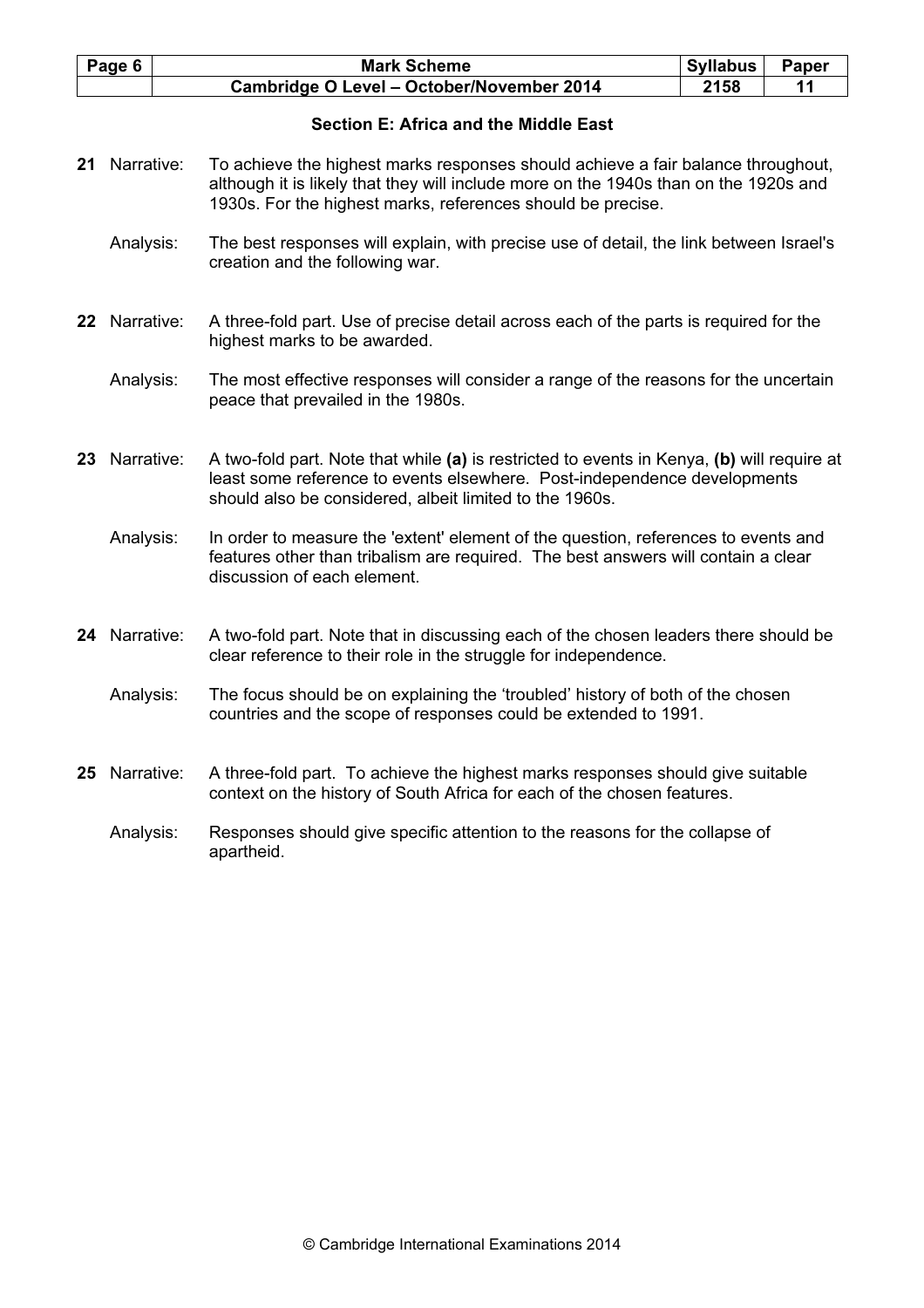## Section E: Africa and the Middle East

**21** Narrative: To achieve the highest marks responses should achieve a fair balance throughout, although it is likely that they will include more on the 1940s than on the 1920s and 1930s. For the highest marks, references should be precise.

Analysis: The best responses will explain, with precise use of detail, the link between Israel's creation and the following war.

**22** Narrative: A three-fold part. Use of precise detail across each of the parts is required for the highest marks to be awarded.

Analysis: The most effective responses will consider a range of the reasons for the uncertain peace that prevailed in the 1980s.

**23** Narrative: A two-fold part. Note that while **(a)** is restricted to events in Kenya, **(b)** will require at least some reference to events elsewhere. Post-independence developments should also be considered, albeit limited to the 1960s.

Analysis: In order to measure the 'extent' element of the question, references to events and features other than tribalism are required. The best answers will contain a clear discussion of each element.

**24** Narrative: A two-fold part. Note that in discussing each of the chosen leaders there should be clear reference to their role in the struggle for independence.

Analysis: The focus should be on explaining the 'troubled' history of both of the chosen countries and the scope of responses could be extended to 1991.

**25** Narrative: A three-fold part. To achieve the highest marks responses should give suitable context on the history of South Africa for each of the chosen features.

Analysis: Responses should give specific attention to the reasons for the collapse of apartheid.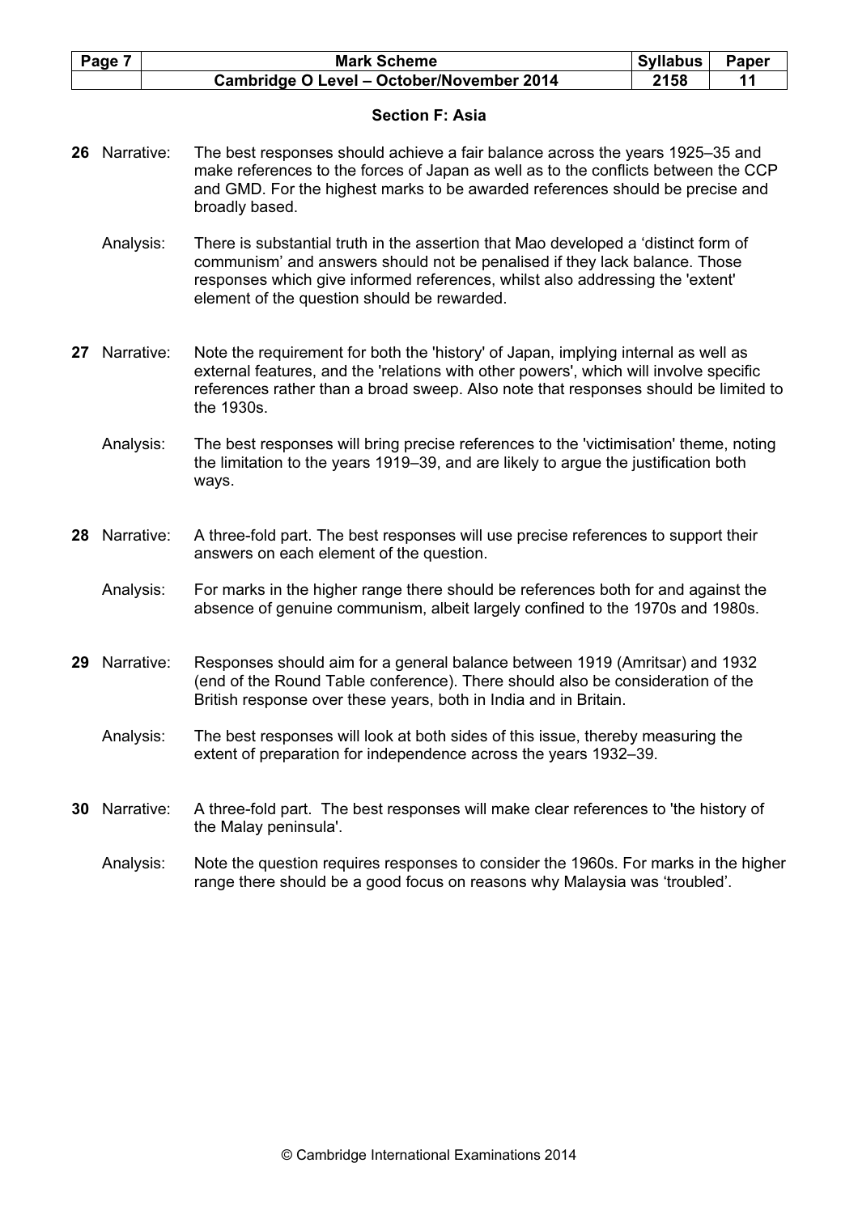## Section F: Asia

**26** Narrative: The best responses should achieve a fair balance across the years 1925–35 and make references to the forces of Japan as well as to the conflicts between the CCP and GMD. For the highest marks to be awarded references should be precise and broadly based.

Analysis: There is substantial truth in the assertion that Mao developed a 'distinct form of communism' and answers should not be penalised if they lack balance. Those responses which give informed references, whilst also addressing the 'extent' element of the question should be rewarded.

**27** Narrative: Note the requirement for both the 'history' of Japan, implying internal as well as external features, and the 'relations with other powers', which will involve specific references rather than a broad sweep. Also note that responses should be limited to the 1930s.

Analysis: The best responses will bring precise references to the 'victimisation' theme, noting the limitation to the years 1919–39, and are likely to argue the justification both ways.

**28** Narrative: A three-fold part. The best responses will use precise references to support their answers on each element of the question.

Analysis: For marks in the higher range there should be references both for and against the absence of genuine communism, albeit largely confined to the 1970s and 1980s.

**29** Narrative: Responses should aim for a general balance between 1919 (Amritsar) and 1932 (end of the Round Table conference). There should also be consideration of the British response over these years, both in India and in Britain.

Analysis: The best responses will look at both sides of this issue, thereby measuring the extent of preparation for independence across the years 1932–39.

**30** Narrative: A three-fold part. The best responses will make clear references to 'the history of the Malay peninsula'.

Analysis: Note the question requires responses to consider the 1960s. For marks in the higher range there should be a good focus on reasons why Malaysia was 'troubled'.